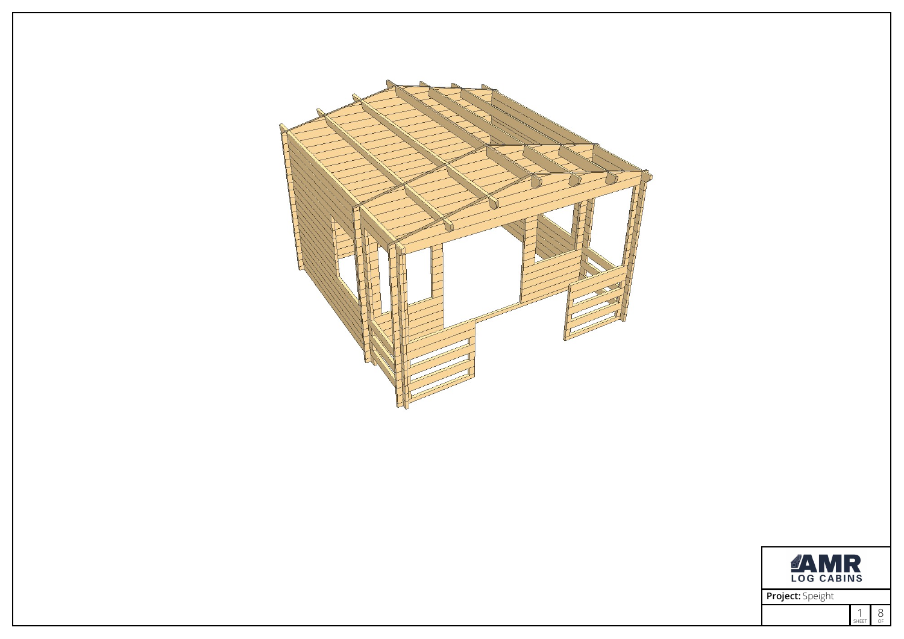AMR LOG CABINS

**Project:** Speight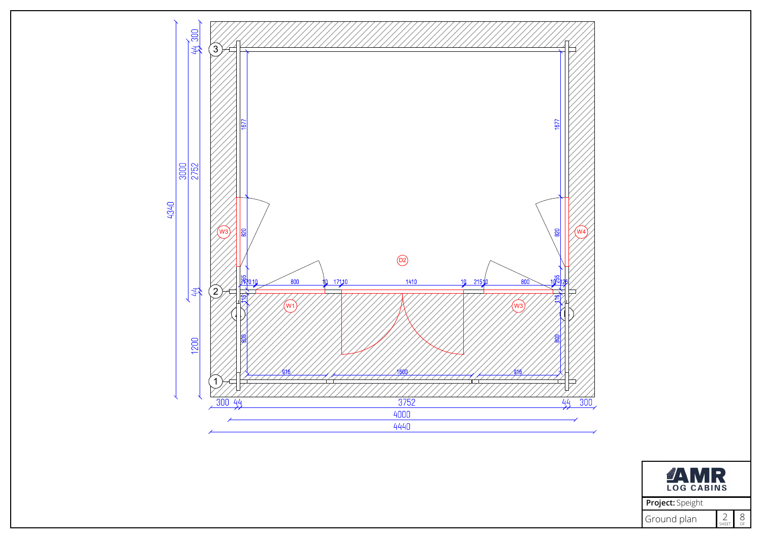**AMR LOG CABINS**

**Project:** Speight

Ground plan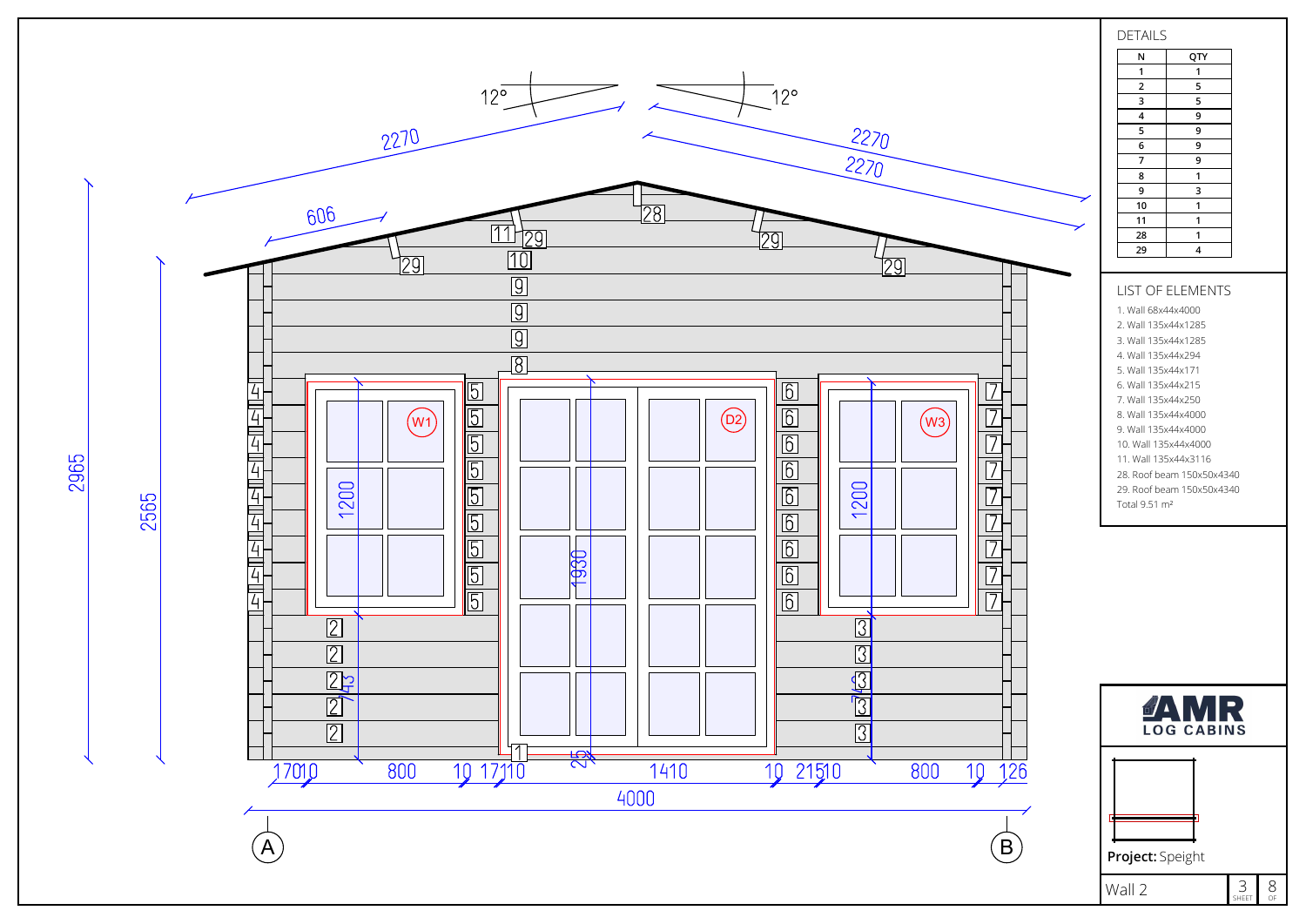## DETAILS

| N | QTY |
| --- | --- |
| 1 | 1 |
| 2 | 5 |
| 3 | 5 |
| 4 | 9 |
| 5 | 9 |
| 6 | 9 |
| 7 | 9 |
| 8 | 1 |
| 9 | 3 |
| 10 | 1 |
| 11 | 1 |
| 28 | 1 |
| 29 | 4 |

## LIST OF ELEMENTS

1. Wall 68x44x4000
2. Wall 135x44x1285
3. Wall 135x44x1285
4. Wall 135x44x294
5. Wall 135x44x171
6. Wall 135x44x215
7. Wall 135x44x250
8. Wall 135x44x4000
9. Wall 135x44x4000
10. Wall 135x44x4000
11. Wall 135x44x3116
28. Roof beam 150x50x4340
29. Roof beam 150x50x4340

Total 9.51 m²

AMR LOG CABINS

**Project:** Speight

Wall 2

3 SHEET 8 OF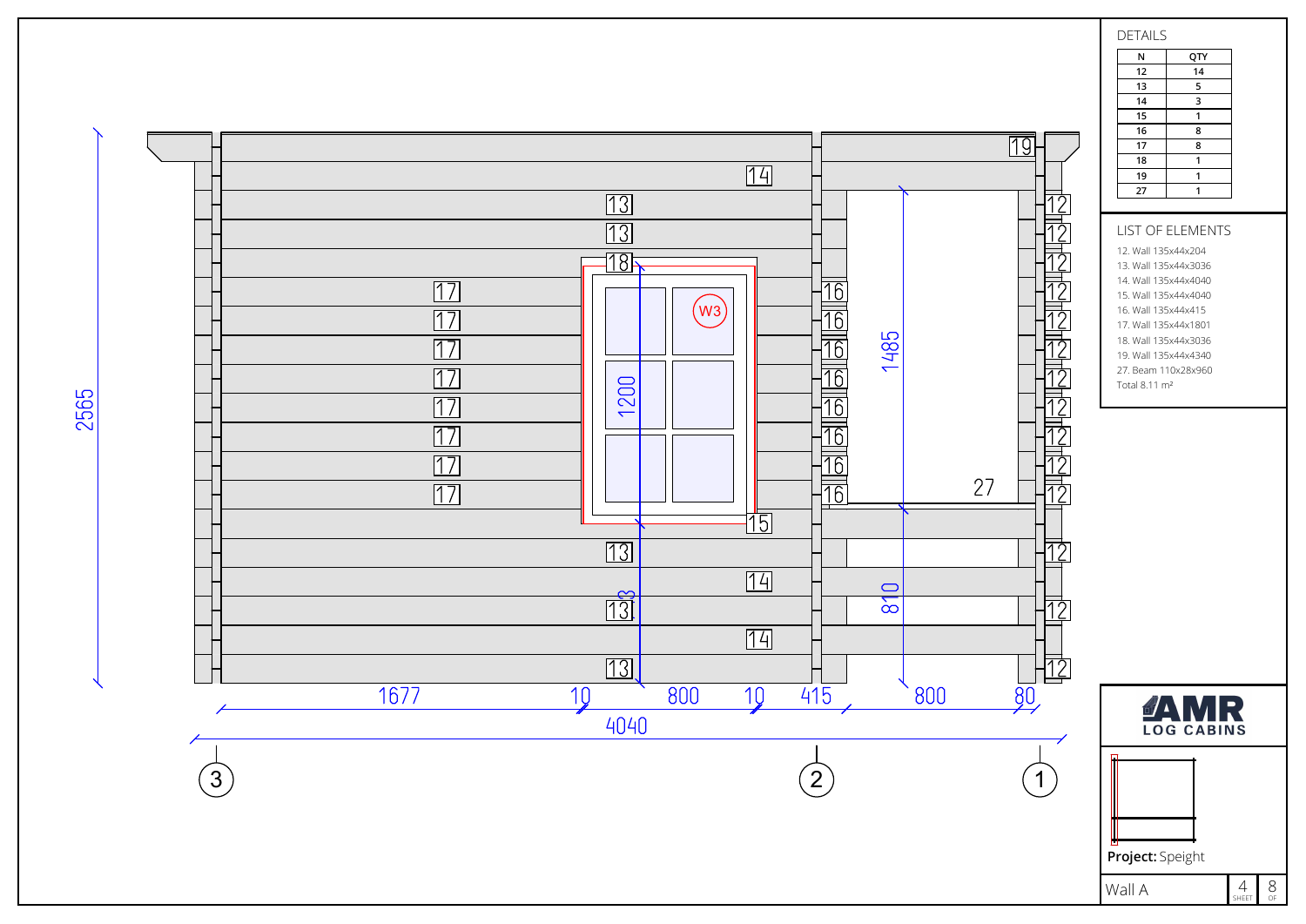## DETAILS

| N | QTY |
|---|---|
| 12 | 14 |
| 13 | 5 |
| 14 | 3 |
| 15 | 1 |
| 16 | 8 |
| 17 | 8 |
| 18 | 1 |
| 19 | 1 |
| 27 | 1 |

## LIST OF ELEMENTS

12. Wall 135x44x204
13. Wall 135x44x3036
14. Wall 135x44x4040
15. Wall 135x44x4040
16. Wall 135x44x415
17. Wall 135x44x1801
18. Wall 135x44x3036
19. Wall 135x44x4340
27. Beam 110x28x960

Total 8.11 m²

2565

1677 10 800 10 415 800 80

4040

1200 1485 810

W3

3 2 1

AMR LOG CABINS

**Project:** Speight

Wall A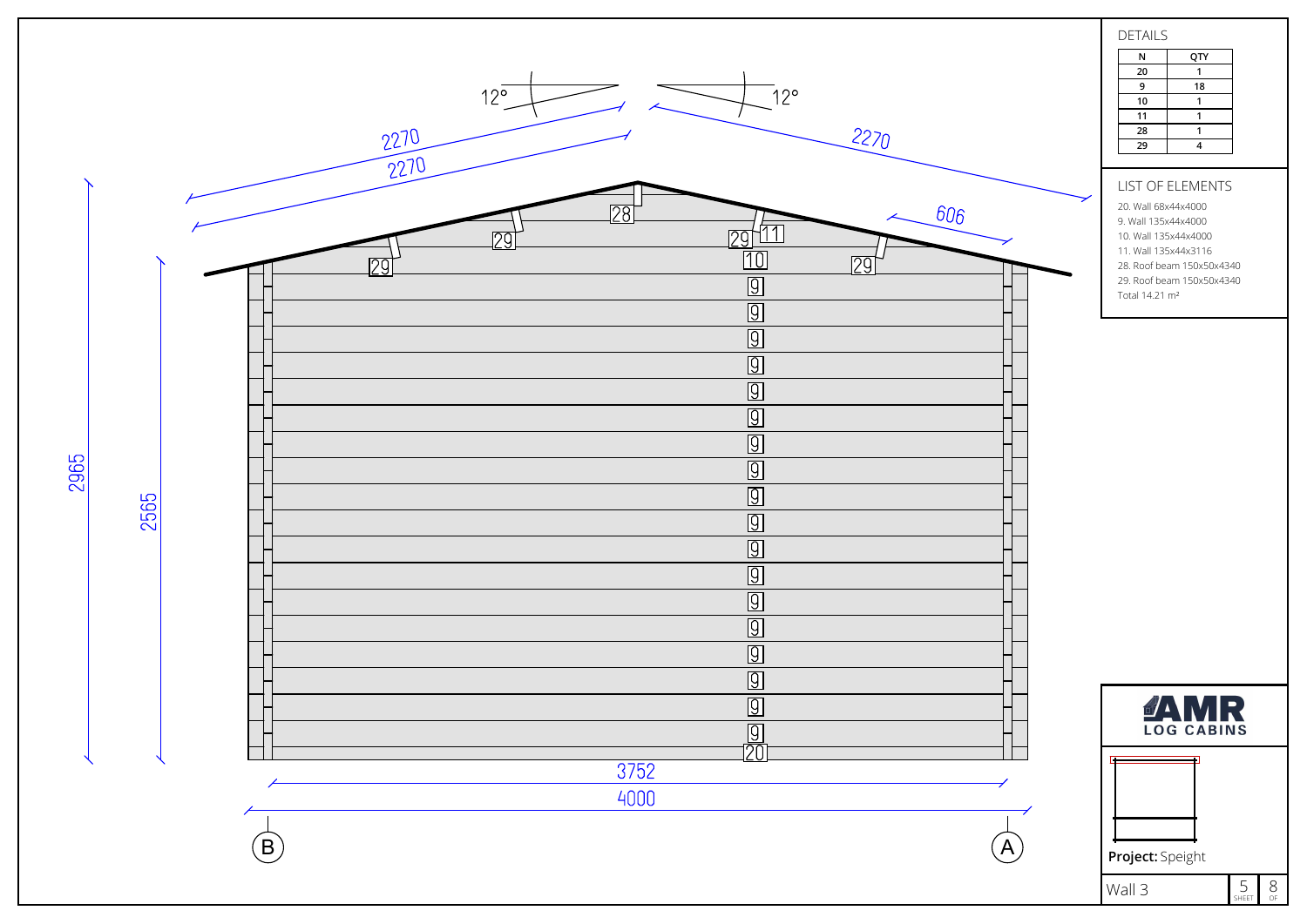## DETAILS

| N | QTY |
|---|---|
| 20 | 1 |
| 9 | 18 |
| 10 | 1 |
| 11 | 1 |
| 28 | 1 |
| 29 | 4 |

## LIST OF ELEMENTS

20. Wall 68x44x4000
9. Wall 135x44x4000
10. Wall 135x44x4000
11. Wall 135x44x3116
28. Roof beam 150x50x4340
29. Roof beam 150x50x4340

Total 14.21 m²

12° 12°

2270 2270 2270

606

2965 2565

3752

4000

B A

AMR LOG CABINS

**Project:** Speight

Wall 3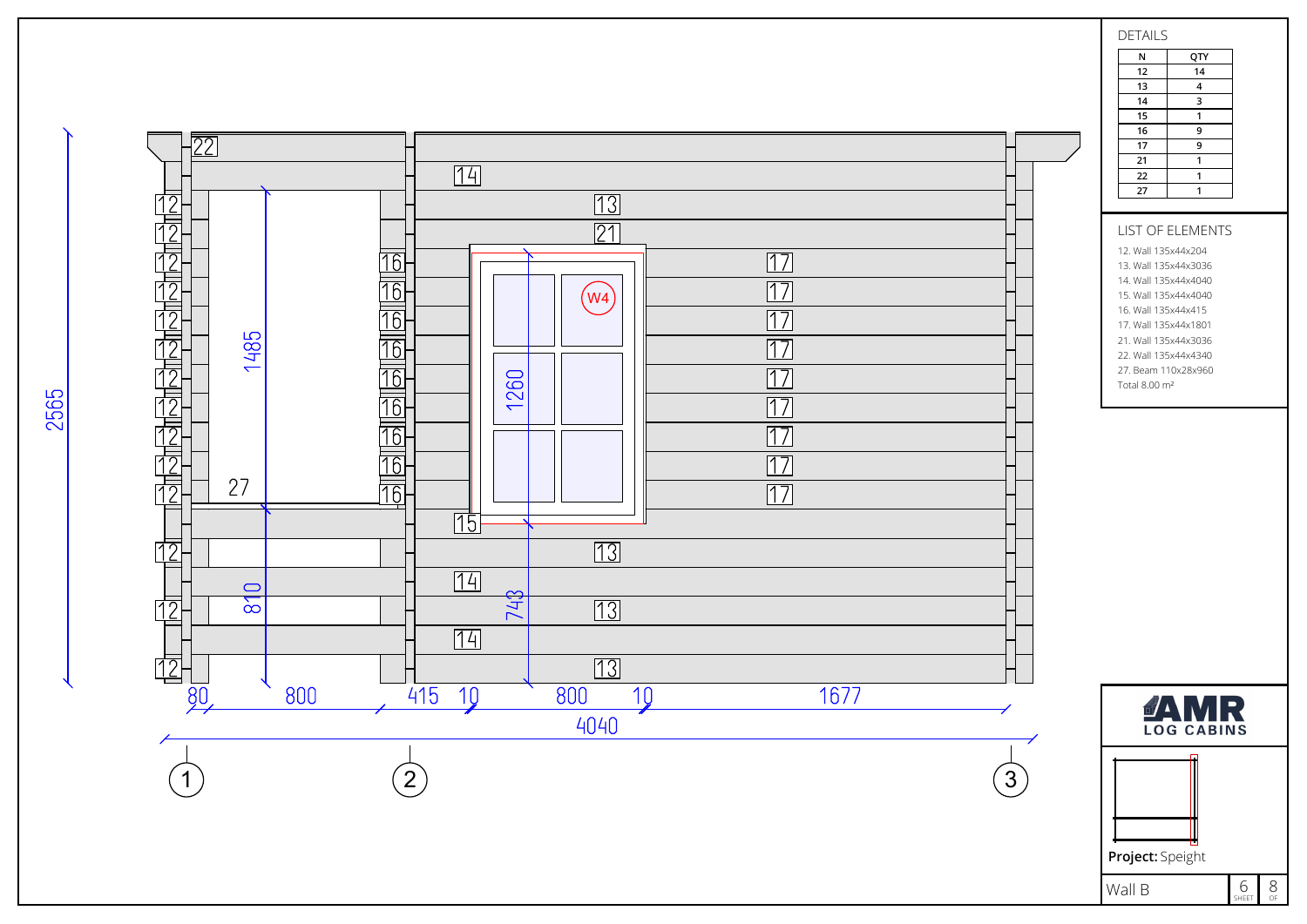## DETAILS

| N | QTY |
|---|---|
| 12 | 14 |
| 13 | 4 |
| 14 | 3 |
| 15 | 1 |
| 16 | 9 |
| 17 | 9 |
| 21 | 1 |
| 22 | 1 |
| 27 | 1 |

## LIST OF ELEMENTS

12. Wall 135x44x204
13. Wall 135x44x3036
14. Wall 135x44x4040
15. Wall 135x44x4040
16. Wall 135x44x415
17. Wall 135x44x1801
21. Wall 135x44x3036
22. Wall 135x44x4340
27. Beam 110x28x960

Total 8.00 m²

AMR LOG CABINS

**Project:** Speight

Wall B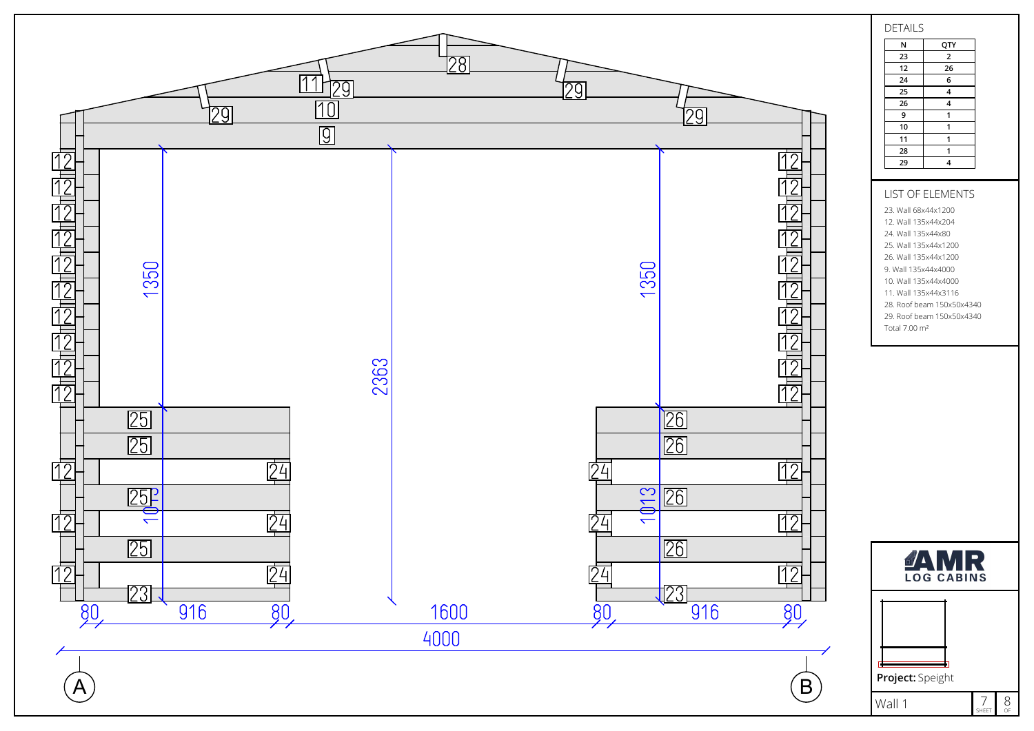## DETAILS

| N | QTY |
|---|---|
| 23 | 2 |
| 12 | 26 |
| 24 | 6 |
| 25 | 4 |
| 26 | 4 |
| 9 | 1 |
| 10 | 1 |
| 11 | 1 |
| 28 | 1 |
| 29 | 4 |

## LIST OF ELEMENTS

23. Wall 68x44x1200
12. Wall 135x44x204
24. Wall 135x44x80
25. Wall 135x44x1200
26. Wall 135x44x1200
9. Wall 135x44x4000
10. Wall 135x44x4000
11. Wall 135x44x3116
28. Roof beam 150x50x4340
29. Roof beam 150x50x4340

Total 7.00 m²

AMR LOG CABINS

**Project:** Speight

Wall 1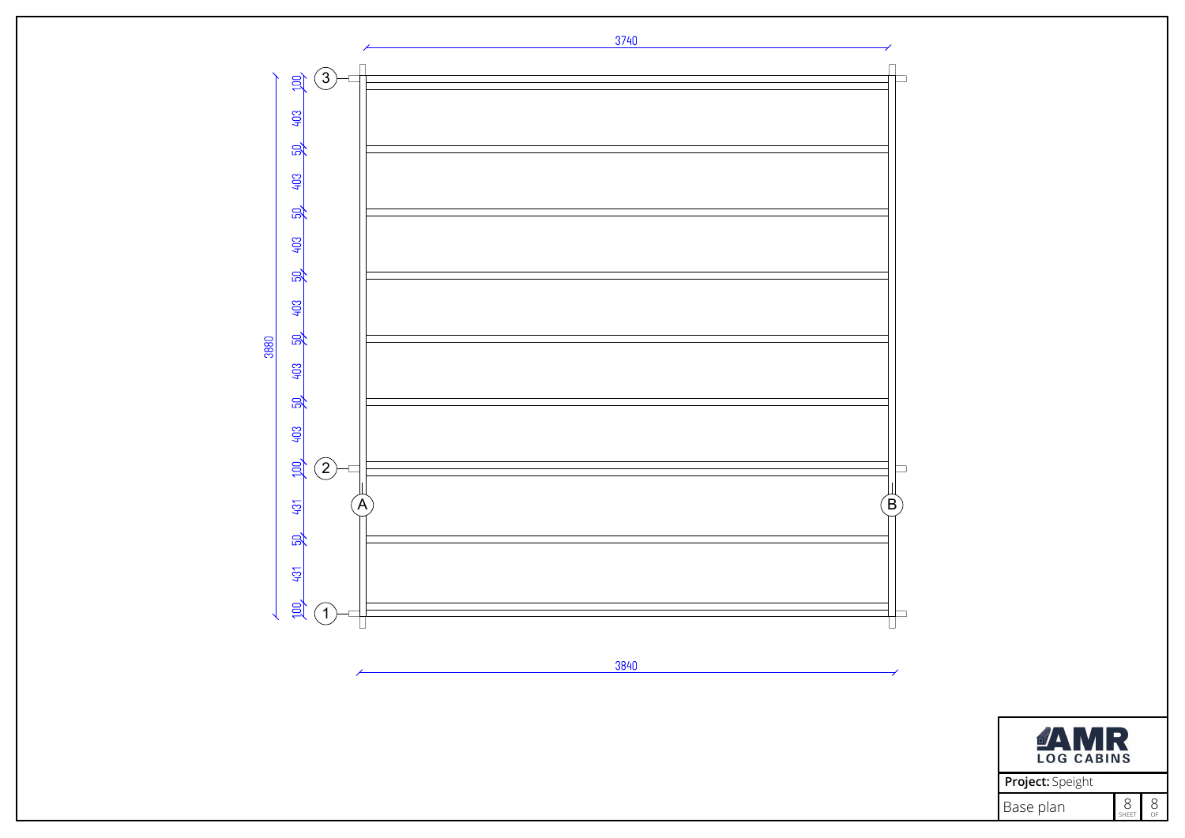3740

3880

100
403
50
403
50
403
50
403
50
403
50
403
100
431
50
431
100

3
2
1
A
B

3840

AMR LOG CABINS

**Project:** Speight

Base plan